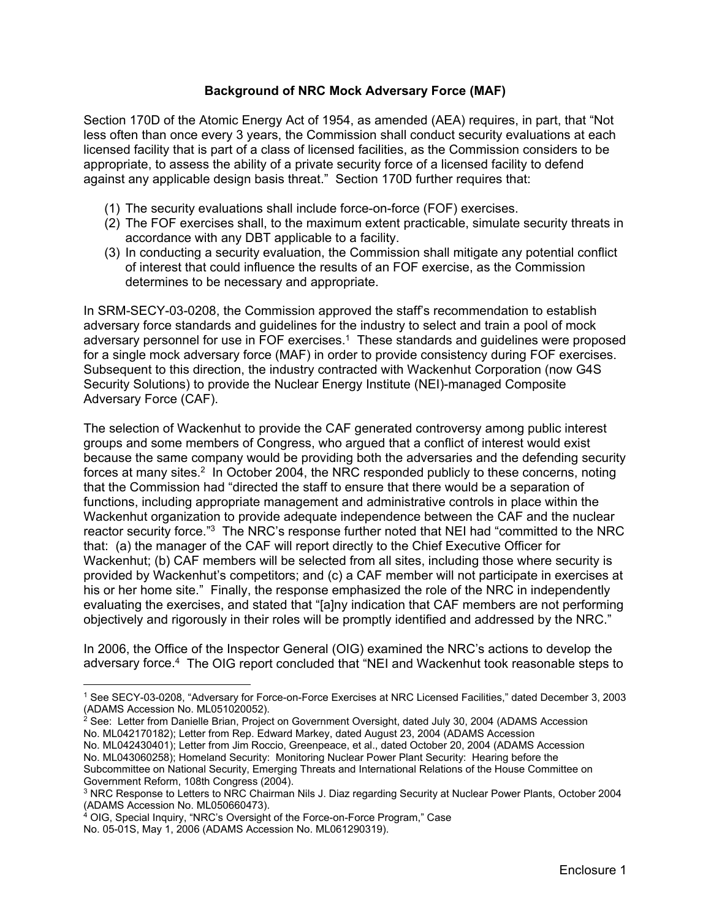**Background of NRC Mock Adversary Force (MAF)**

Section 170D of the Atomic Energy Act of 1954, as amended (AEA) requires, in part, that "Not less often than once every 3 years, the Commission shall conduct security evaluations at each licensed facility that is part of a class of licensed facilities, as the Commission considers to be appropriate, to assess the ability of a private security force of a licensed facility to defend against any applicable design basis threat." Section 170D further requires that:

(1) The security evaluations shall include force-on-force (FOF) exercises.
(2) The FOF exercises shall, to the maximum extent practicable, simulate security threats in accordance with any DBT applicable to a facility.
(3) In conducting a security evaluation, the Commission shall mitigate any potential conflict of interest that could influence the results of an FOF exercise, as the Commission determines to be necessary and appropriate.

In SRM-SECY-03-0208, the Commission approved the staff's recommendation to establish adversary force standards and guidelines for the industry to select and train a pool of mock adversary personnel for use in FOF exercises.[1] These standards and guidelines were proposed for a single mock adversary force (MAF) in order to provide consistency during FOF exercises. Subsequent to this direction, the industry contracted with Wackenhut Corporation (now G4S Security Solutions) to provide the Nuclear Energy Institute (NEI)-managed Composite Adversary Force (CAF).

The selection of Wackenhut to provide the CAF generated controversy among public interest groups and some members of Congress, who argued that a conflict of interest would exist because the same company would be providing both the adversaries and the defending security forces at many sites.[2] In October 2004, the NRC responded publicly to these concerns, noting that the Commission had "directed the staff to ensure that there would be a separation of functions, including appropriate management and administrative controls in place within the Wackenhut organization to provide adequate independence between the CAF and the nuclear reactor security force."[3] The NRC's response further noted that NEI had "committed to the NRC that: (a) the manager of the CAF will report directly to the Chief Executive Officer for Wackenhut; (b) CAF members will be selected from all sites, including those where security is provided by Wackenhut's competitors; and (c) a CAF member will not participate in exercises at his or her home site." Finally, the response emphasized the role of the NRC in independently evaluating the exercises, and stated that "[a]ny indication that CAF members are not performing objectively and rigorously in their roles will be promptly identified and addressed by the NRC."

In 2006, the Office of the Inspector General (OIG) examined the NRC's actions to develop the adversary force.[4] The OIG report concluded that "NEI and Wackenhut took reasonable steps to

---

[1] See SECY-03-0208, "Adversary for Force-on-Force Exercises at NRC Licensed Facilities," dated December 3, 2003 (ADAMS Accession No. ML051020052).

[2] See: Letter from Danielle Brian, Project on Government Oversight, dated July 30, 2004 (ADAMS Accession No. ML042170182); Letter from Rep. Edward Markey, dated August 23, 2004 (ADAMS Accession No. ML042430401); Letter from Jim Roccio, Greenpeace, et al., dated October 20, 2004 (ADAMS Accession No. ML043060258); Homeland Security: Monitoring Nuclear Power Plant Security: Hearing before the Subcommittee on National Security, Emerging Threats and International Relations of the House Committee on Government Reform, 108th Congress (2004).

[3] NRC Response to Letters to NRC Chairman Nils J. Diaz regarding Security at Nuclear Power Plants, October 2004 (ADAMS Accession No. ML050660473).

[4] OIG, Special Inquiry, "NRC's Oversight of the Force-on-Force Program," Case No. 05-01S, May 1, 2006 (ADAMS Accession No. ML061290319).

Enclosure 1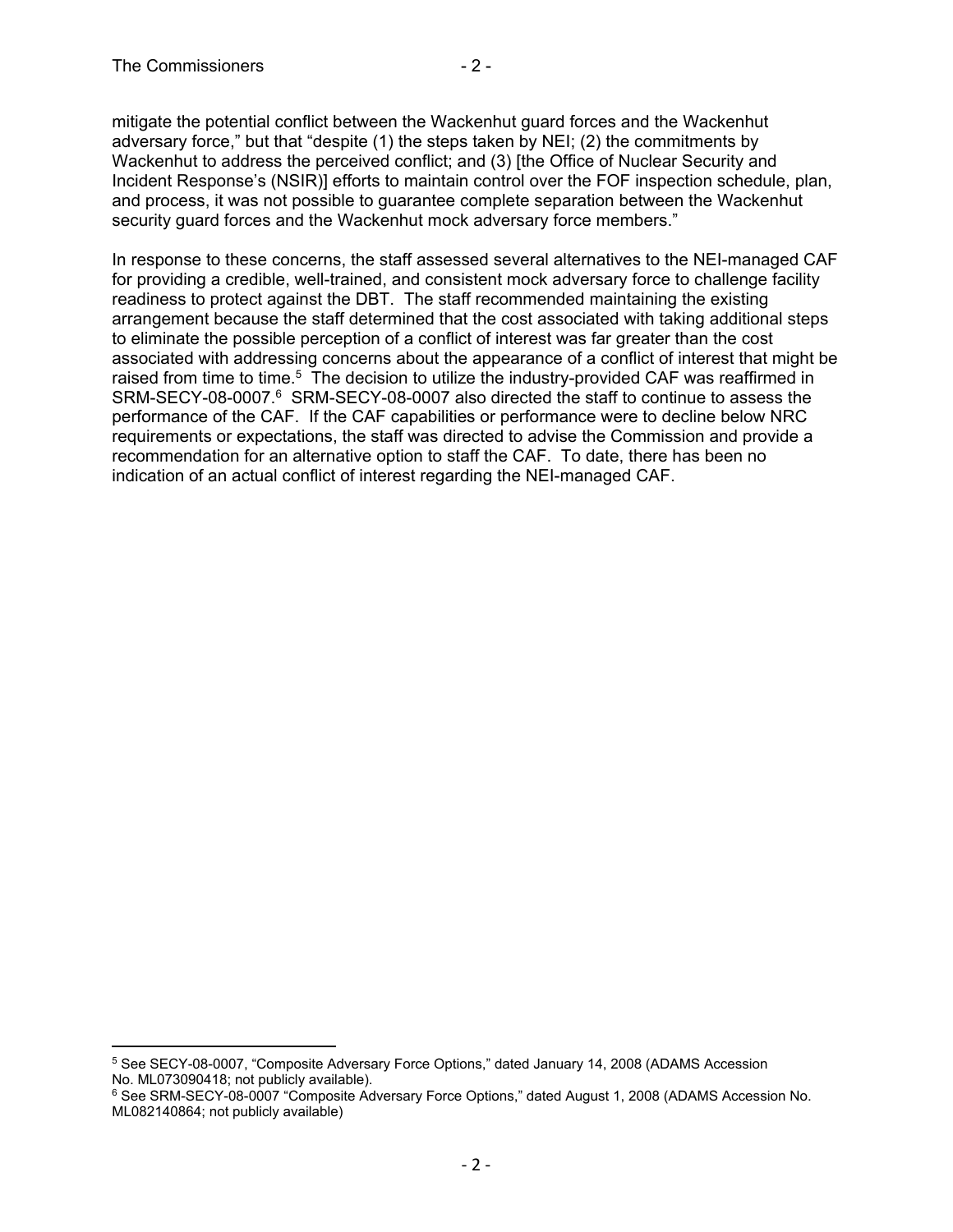mitigate the potential conflict between the Wackenhut guard forces and the Wackenhut adversary force," but that "despite (1) the steps taken by NEI; (2) the commitments by Wackenhut to address the perceived conflict; and (3) [the Office of Nuclear Security and Incident Response's (NSIR)] efforts to maintain control over the FOF inspection schedule, plan, and process, it was not possible to guarantee complete separation between the Wackenhut security guard forces and the Wackenhut mock adversary force members."

In response to these concerns, the staff assessed several alternatives to the NEI-managed CAF for providing a credible, well-trained, and consistent mock adversary force to challenge facility readiness to protect against the DBT. The staff recommended maintaining the existing arrangement because the staff determined that the cost associated with taking additional steps to eliminate the possible perception of a conflict of interest was far greater than the cost associated with addressing concerns about the appearance of a conflict of interest that might be raised from time to time.[5] The decision to utilize the industry-provided CAF was reaffirmed in SRM-SECY-08-0007.[6] SRM-SECY-08-0007 also directed the staff to continue to assess the performance of the CAF. If the CAF capabilities or performance were to decline below NRC requirements or expectations, the staff was directed to advise the Commission and provide a recommendation for an alternative option to staff the CAF. To date, there has been no indication of an actual conflict of interest regarding the NEI-managed CAF.

---

[5] See SECY-08-0007, "Composite Adversary Force Options," dated January 14, 2008 (ADAMS Accession No. ML073090418; not publicly available).

[6] See SRM-SECY-08-0007 "Composite Adversary Force Options," dated August 1, 2008 (ADAMS Accession No. ML082140864; not publicly available)